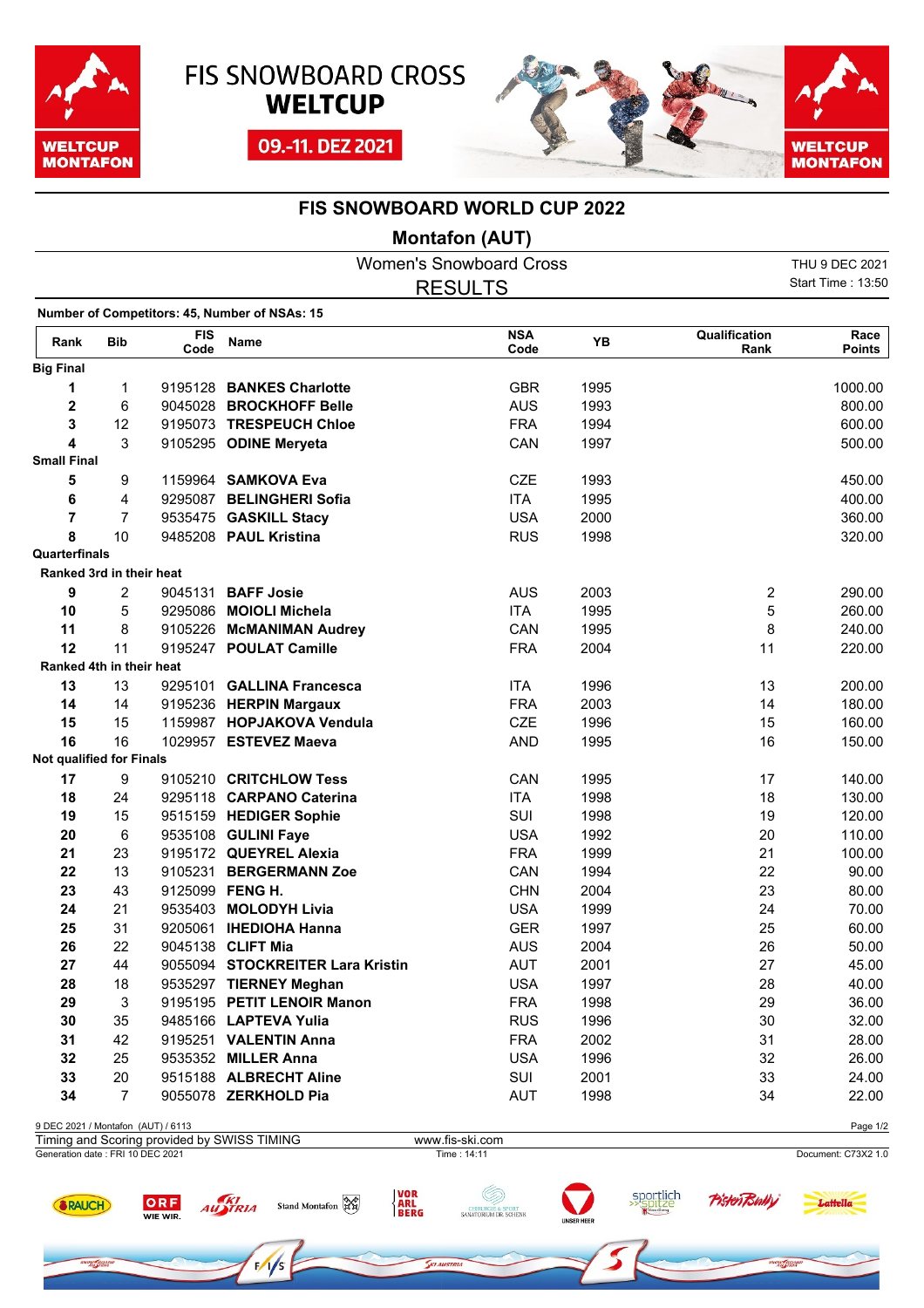FIS SNOWBOARD CROSS **WELTCUP**

09.-11. DEZ 2021

# FIS SNOWBOARD WORLD CUP 2022

## Montafon (AUT)

Women's Snowboard Cross
RESULTS

THU 9 DEC 2021
Start Time : 13:50

**Number of Competitors: 45, Number of NSAs: 15**

| Rank | Bib | FIS Code | Name | NSA Code | YB | Qualification Rank | Race Points |
|---|---|---|---|---|---|---|---|
| **Big Final** | | | | | | | |
| **1** | 1 | 9195128 | **BANKES Charlotte** | GBR | 1995 | | 1000.00 |
| **2** | 6 | 9045028 | **BROCKHOFF Belle** | AUS | 1993 | | 800.00 |
| **3** | 12 | 9195073 | **TRESPEUCH Chloe** | FRA | 1994 | | 600.00 |
| **4** | 3 | 9105295 | **ODINE Meryeta** | CAN | 1997 | | 500.00 |
| **Small Final** | | | | | | | |
| **5** | 9 | 1159964 | **SAMKOVA Eva** | CZE | 1993 | | 450.00 |
| **6** | 4 | 9295087 | **BELINGHERI Sofia** | ITA | 1995 | | 400.00 |
| **7** | 7 | 9535475 | **GASKILL Stacy** | USA | 2000 | | 360.00 |
| **8** | 10 | 9485208 | **PAUL Kristina** | RUS | 1998 | | 320.00 |
| **Quarterfinals** | | | | | | | |
| **Ranked 3rd in their heat** | | | | | | | |
| **9** | 2 | 9045131 | **BAFF Josie** | AUS | 2003 | 2 | 290.00 |
| **10** | 5 | 9295086 | **MOIOLI Michela** | ITA | 1995 | 5 | 260.00 |
| **11** | 8 | 9105226 | **McMANIMAN Audrey** | CAN | 1995 | 8 | 240.00 |
| **12** | 11 | 9195247 | **POULAT Camille** | FRA | 2004 | 11 | 220.00 |
| **Ranked 4th in their heat** | | | | | | | |
| **13** | 13 | 9295101 | **GALLINA Francesca** | ITA | 1996 | 13 | 200.00 |
| **14** | 14 | 9195236 | **HERPIN Margaux** | FRA | 2003 | 14 | 180.00 |
| **15** | 15 | 1159987 | **HOPJAKOVA Vendula** | CZE | 1996 | 15 | 160.00 |
| **16** | 16 | 1029957 | **ESTEVEZ Maeva** | AND | 1995 | 16 | 150.00 |
| **Not qualified for Finals** | | | | | | | |
| **17** | 9 | 9105210 | **CRITCHLOW Tess** | CAN | 1995 | 17 | 140.00 |
| **18** | 24 | 9295118 | **CARPANO Caterina** | ITA | 1998 | 18 | 130.00 |
| **19** | 15 | 9515159 | **HEDIGER Sophie** | SUI | 1998 | 19 | 120.00 |
| **20** | 6 | 9535108 | **GULINI Faye** | USA | 1992 | 20 | 110.00 |
| **21** | 23 | 9195172 | **QUEYREL Alexia** | FRA | 1999 | 21 | 100.00 |
| **22** | 13 | 9105231 | **BERGERMANN Zoe** | CAN | 1994 | 22 | 90.00 |
| **23** | 43 | 9125099 | **FENG H.** | CHN | 2004 | 23 | 80.00 |
| **24** | 21 | 9535403 | **MOLODYH Livia** | USA | 1999 | 24 | 70.00 |
| **25** | 31 | 9205061 | **IHEDIOHA Hanna** | GER | 1997 | 25 | 60.00 |
| **26** | 22 | 9045138 | **CLIFT Mia** | AUS | 2004 | 26 | 50.00 |
| **27** | 44 | 9055094 | **STOCKREITER Lara Kristin** | AUT | 2001 | 27 | 45.00 |
| **28** | 18 | 9535297 | **TIERNEY Meghan** | USA | 1997 | 28 | 40.00 |
| **29** | 3 | 9195195 | **PETIT LENOIR Manon** | FRA | 1998 | 29 | 36.00 |
| **30** | 35 | 9485166 | **LAPTEVA Yulia** | RUS | 1996 | 30 | 32.00 |
| **31** | 42 | 9195251 | **VALENTIN Anna** | FRA | 2002 | 31 | 28.00 |
| **32** | 25 | 9535352 | **MILLER Anna** | USA | 1996 | 32 | 26.00 |
| **33** | 20 | 9515188 | **ALBRECHT Aline** | SUI | 2001 | 33 | 24.00 |
| **34** | 7 | 9055078 | **ZERKHOLD Pia** | AUT | 1998 | 34 | 22.00 |

9 DEC 2021 / Montafon (AUT) / 6113
Timing and Scoring provided by SWISS TIMING — www.fis-ski.com
Generation date : FRI 10 DEC 2021 — Time : 14:11 — Document: C73X2 1.0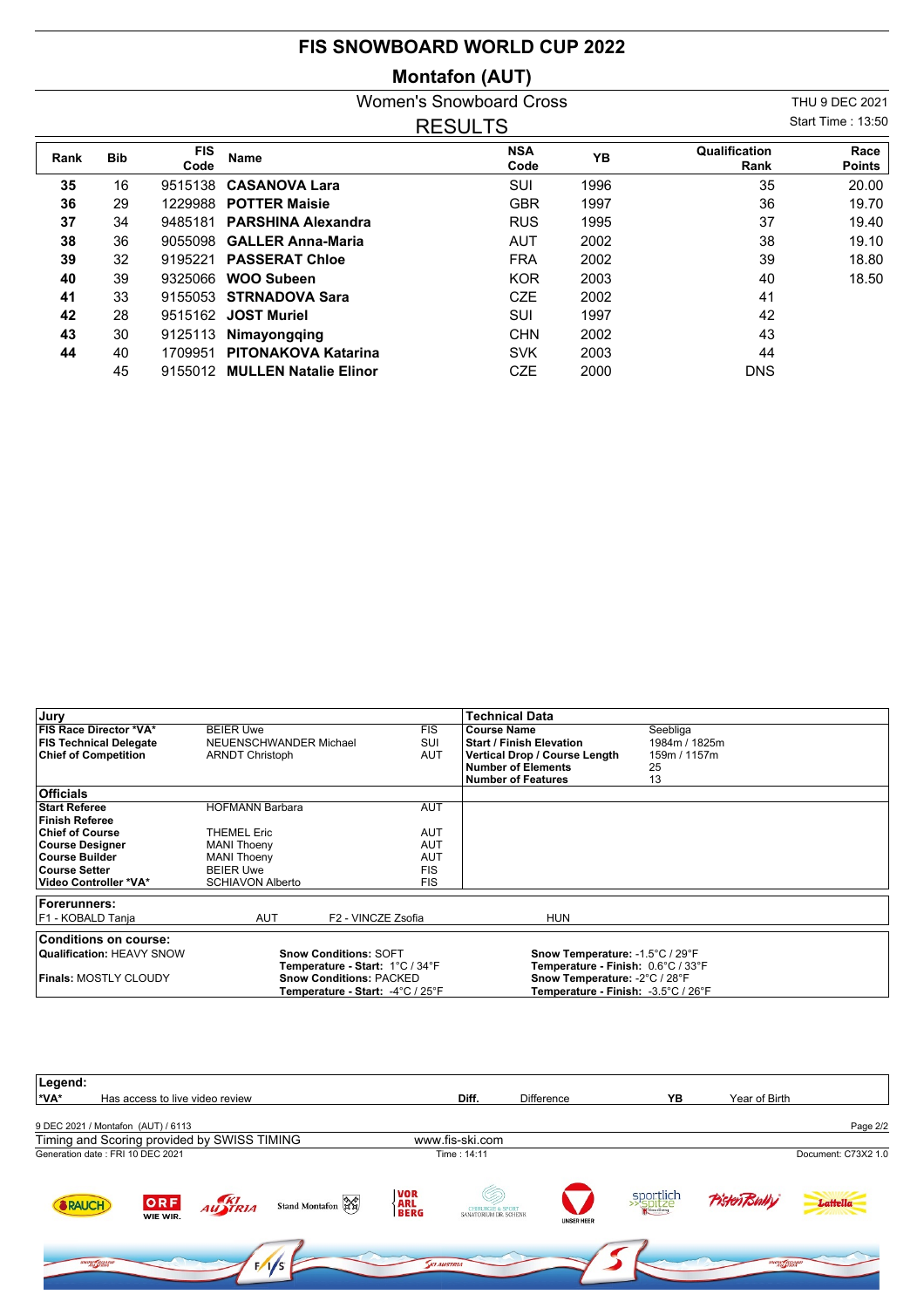# FIS SNOWBOARD WORLD CUP 2022

## Montafon (AUT)

### Women's Snowboard Cross

### RESULTS

THU 9 DEC 2021

Start Time : 13:50

| Rank | Bib | FIS Code | Name | NSA Code | YB | Qualification Rank | Race Points |
|---|---|---|---|---|---|---|---|
| **35** | 16 | 9515138 | **CASANOVA Lara** | SUI | 1996 | 35 | 20.00 |
| **36** | 29 | 1229988 | **POTTER Maisie** | GBR | 1997 | 36 | 19.70 |
| **37** | 34 | 9485181 | **PARSHINA Alexandra** | RUS | 1995 | 37 | 19.40 |
| **38** | 36 | 9055098 | **GALLER Anna-Maria** | AUT | 2002 | 38 | 19.10 |
| **39** | 32 | 9195221 | **PASSERAT Chloe** | FRA | 2002 | 39 | 18.80 |
| **40** | 39 | 9325066 | **WOO Subeen** | KOR | 2003 | 40 | 18.50 |
| **41** | 33 | 9155053 | **STRNADOVA Sara** | CZE | 2002 | 41 | |
| **42** | 28 | 9515162 | **JOST Muriel** | SUI | 1997 | 42 | |
| **43** | 30 | 9125113 | **Nimayongqing** | CHN | 2002 | 43 | |
| **44** | 40 | 1709951 | **PITONAKOVA Katarina** | SVK | 2003 | 44 | |
| | 45 | 9155012 | **MULLEN Natalie Elinor** | CZE | 2000 | DNS | |

| **Jury** | | |
|---|---|---|
| **FIS Race Director *VA*** | BEIER Uwe | FIS |
| **FIS Technical Delegate** | NEUENSCHWANDER Michael | SUI |
| **Chief of Competition** | ARNDT Christoph | AUT |
| **Officials** | | |
| **Start Referee** | HOFMANN Barbara | AUT |
| **Finish Referee** | | |
| **Chief of Course** | THEMEL Eric | AUT |
| **Course Designer** | MANI Thoeny | AUT |
| **Course Builder** | MANI Thoeny | AUT |
| **Course Setter** | BEIER Uwe | FIS |
| **Video Controller *VA*** | SCHIAVON Alberto | FIS |

| **Technical Data** | |
|---|---|
| **Course Name** | Seebliga |
| **Start / Finish Elevation** | 1984m / 1825m |
| **Vertical Drop / Course Length** | 159m / 1157m |
| **Number of Elements** | 25 |
| **Number of Features** | 13 |

**Forerunners:**

F1 - KOBALD Tanja AUT F2 - VINCZE Zsofia HUN

**Conditions on course:**

| | | |
|---|---|---|
| **Qualification:** HEAVY SNOW | **Snow Conditions:** SOFT | **Snow Temperature:** -1.5°C / 29°F |
| | **Temperature - Start:** 1°C / 34°F | **Temperature - Finish:** 0.6°C / 33°F |
| **Finals:** MOSTLY CLOUDY | **Snow Conditions:** PACKED | **Snow Temperature:** -2°C / 28°F |
| | **Temperature - Start:** -4°C / 25°F | **Temperature - Finish:** -3.5°C / 26°F |

**Legend:**

| | | | | | |
|---|---|---|---|---|---|
| ***VA*** | Has access to live video review | **Diff.** | Difference | **YB** | Year of Birth |

9 DEC 2021 / Montafon (AUT) / 6113

Timing and Scoring provided by SWISS TIMING

www.fis-ski.com

Generation date : FRI 10 DEC 2021

Time : 14:11

Document: C73X2 1.0